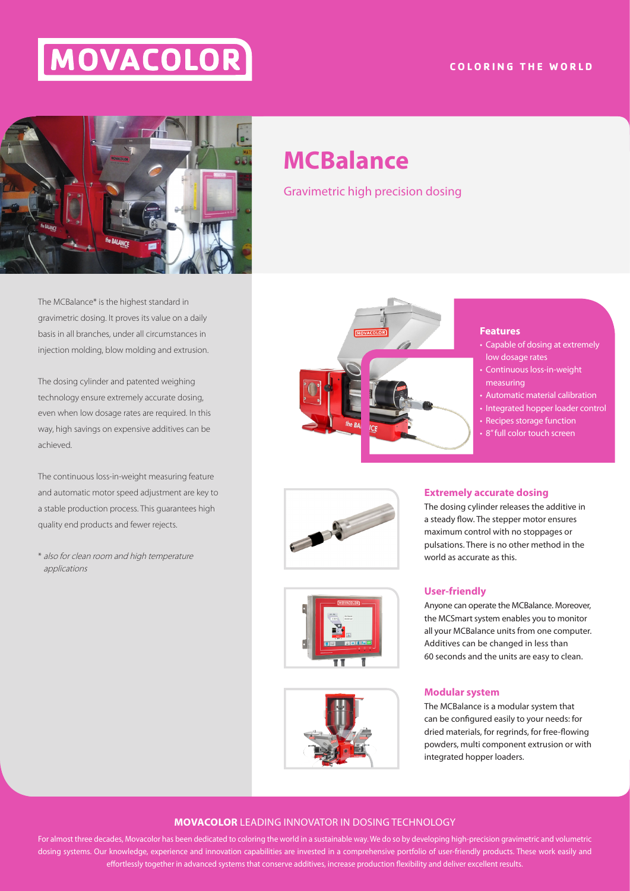# MOVACOLOR

**COLORING THE WORLD**

# MCBalance

Gravimetric high precision dosing

The MCBalance* is the highest standard in gravimetric dosing. It proves its value on a daily basis in all branches, under all circumstances in injection molding, blow molding and extrusion.

The dosing cylinder and patented weighing technology ensure extremely accurate dosing, even when low dosage rates are required. In this way, high savings on expensive additives can be achieved.

The continuous loss-in-weight measuring feature and automatic motor speed adjustment are key to a stable production process. This guarantees high quality end products and fewer rejects.

\* *also for clean room and high temperature applications*

### Features

- Capable of dosing at extremely low dosage rates
- Continuous loss-in-weight measuring
- Automatic material calibration
- Integrated hopper loader control
- Recipes storage function
- 8" full color touch screen

### Extremely accurate dosing

The dosing cylinder releases the additive in a steady flow. The stepper motor ensures maximum control with no stoppages or pulsations. There is no other method in the world as accurate as this.

### User-friendly

Anyone can operate the MCBalance. Moreover, the MCSmart system enables you to monitor all your MCBalance units from one computer. Additives can be changed in less than 60 seconds and the units are easy to clean.

### Modular system

The MCBalance is a modular system that can be configured easily to your needs: for dried materials, for regrinds, for free-flowing powders, multi component extrusion or with integrated hopper loaders.

**MOVACOLOR** LEADING INNOVATOR IN DOSING TECHNOLOGY

For almost three decades, Movacolor has been dedicated to coloring the world in a sustainable way. We do so by developing high-precision gravimetric and volumetric dosing systems. Our knowledge, experience and innovation capabilities are invested in a comprehensive portfolio of user-friendly products. These work easily and effortlessly together in advanced systems that conserve additives, increase production flexibility and deliver excellent results.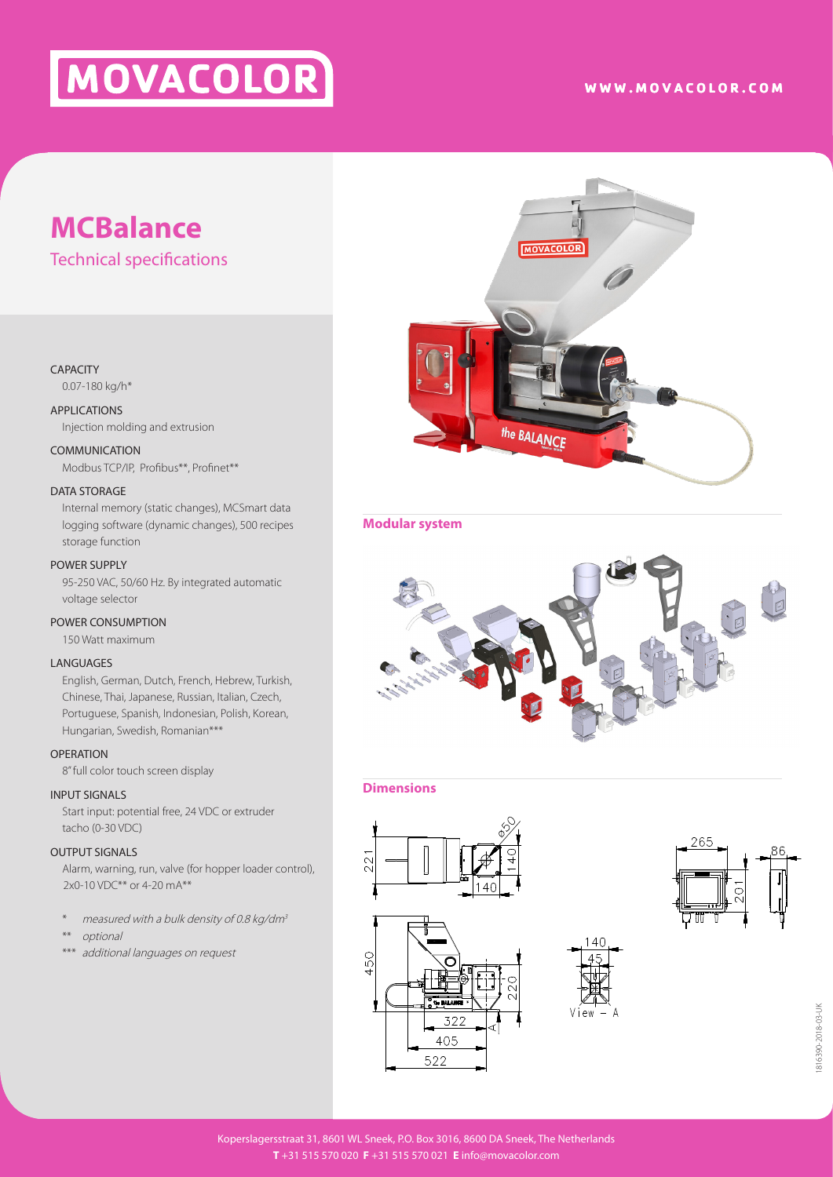# MOVACOLOR

WWW.MOVACOLOR.COM

## MCBalance

Technical specifications

CAPACITY
0.07-180 kg/h*

APPLICATIONS
Injection molding and extrusion

COMMUNICATION
Modbus TCP/IP, Profibus**, Profinet**

DATA STORAGE
Internal memory (static changes), MCSmart data logging software (dynamic changes), 500 recipes storage function

POWER SUPPLY
95-250 VAC, 50/60 Hz. By integrated automatic voltage selector

POWER CONSUMPTION
150 Watt maximum

LANGUAGES
English, German, Dutch, French, Hebrew, Turkish, Chinese, Thai, Japanese, Russian, Italian, Czech, Portuguese, Spanish, Indonesian, Polish, Korean, Hungarian, Swedish, Romanian***

OPERATION
8" full color touch screen display

INPUT SIGNALS
Start input: potential free, 24 VDC or extruder tacho (0-30 VDC)

OUTPUT SIGNALS
Alarm, warning, run, valve (for hopper loader control), 2x0-10 VDC** or 4-20 mA**

\* *measured with a bulk density of 0.8 kg/dm³*
\** *optional*
\*** *additional languages on request*

### Modular system

### Dimensions

221
140
ø50
140
450
220
322
405
522
140
45
View – A
265
86
201

1816390-2018-03-UK

Koperslagersstraat 31, 8601 WL Sneek, P.O. Box 3016, 8600 DA Sneek, The Netherlands
**T** +31 515 570 020 **F** +31 515 570 021 **E** info@movacolor.com